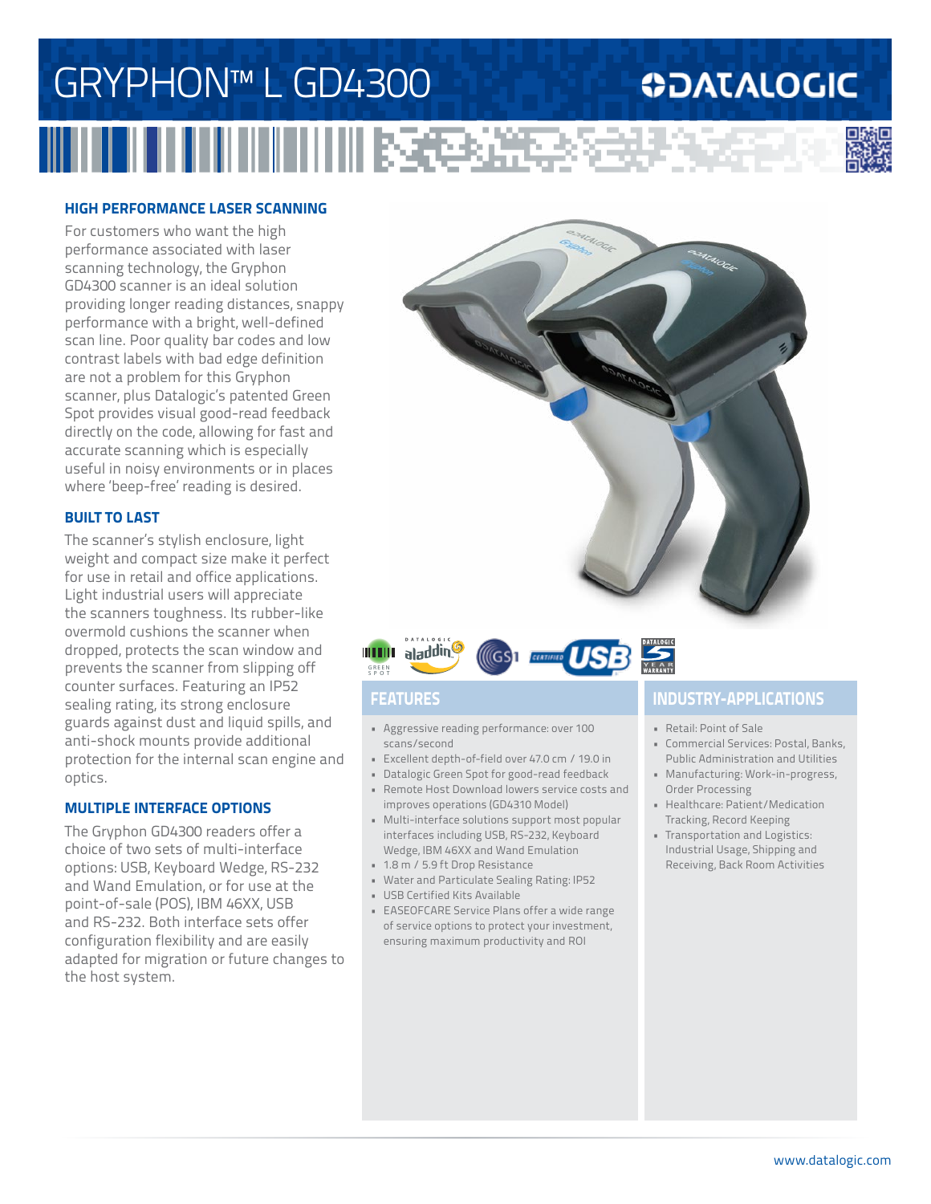# GRYPHON™ L GD4300

DATALOGIC

## HIGH PERFORMANCE LASER SCANNING

For customers who want the high performance associated with laser scanning technology, the Gryphon GD4300 scanner is an ideal solution providing longer reading distances, snappy performance with a bright, well-defined scan line. Poor quality bar codes and low contrast labels with bad edge definition are not a problem for this Gryphon scanner, plus Datalogic's patented Green Spot provides visual good-read feedback directly on the code, allowing for fast and accurate scanning which is especially useful in noisy environments or in places where 'beep-free' reading is desired.

## BUILT TO LAST

The scanner's stylish enclosure, light weight and compact size make it perfect for use in retail and office applications. Light industrial users will appreciate the scanners toughness. Its rubber-like overmold cushions the scanner when dropped, protects the scan window and prevents the scanner from slipping off counter surfaces. Featuring an IP52 sealing rating, its strong enclosure guards against dust and liquid spills, and anti-shock mounts provide additional protection for the internal scan engine and optics.

## MULTIPLE INTERFACE OPTIONS

The Gryphon GD4300 readers offer a choice of two sets of multi-interface options: USB, Keyboard Wedge, RS-232 and Wand Emulation, or for use at the point-of-sale (POS), IBM 46XX, USB and RS-232. Both interface sets offer configuration flexibility and are easily adapted for migration or future changes to the host system.

## FEATURES

- Aggressive reading performance: over 100 scans/second
- Excellent depth-of-field over 47.0 cm / 19.0 in
- Datalogic Green Spot for good-read feedback
- Remote Host Download lowers service costs and improves operations (GD4310 Model)
- Multi-interface solutions support most popular interfaces including USB, RS-232, Keyboard Wedge, IBM 46XX and Wand Emulation
- 1.8 m / 5.9 ft Drop Resistance
- Water and Particulate Sealing Rating: IP52
- USB Certified Kits Available
- EASEOFCARE Service Plans offer a wide range of service options to protect your investment, ensuring maximum productivity and ROI

## INDUSTRY-APPLICATIONS

- Retail: Point of Sale
- Commercial Services: Postal, Banks, Public Administration and Utilities
- Manufacturing: Work-in-progress, Order Processing
- Healthcare: Patient/Medication Tracking, Record Keeping
- Transportation and Logistics: Industrial Usage, Shipping and Receiving, Back Room Activities

www.datalogic.com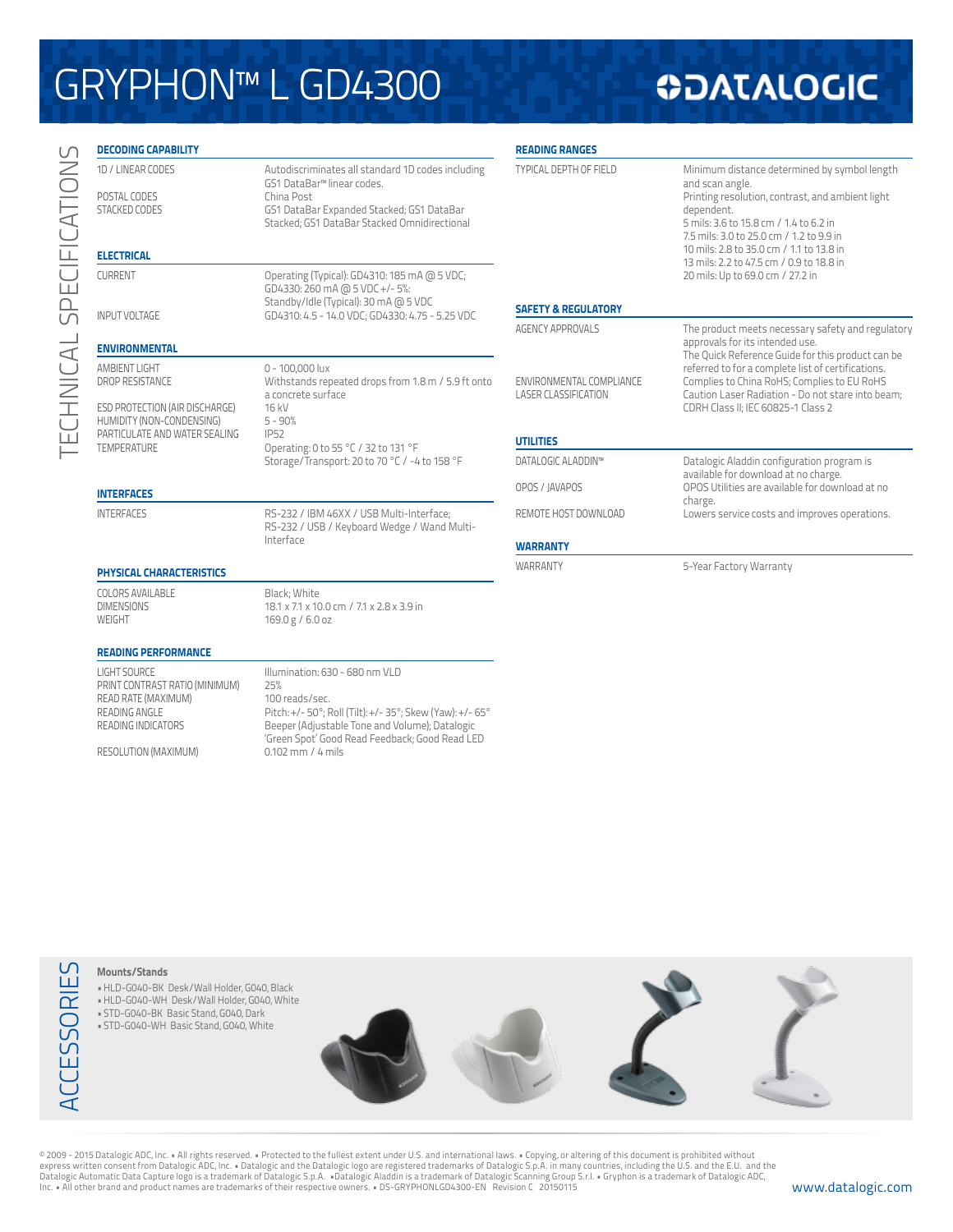# GRYPHON™ L GD4300

DATALOGIC

## TECHNICAL SPECIFICATIONS

### DECODING CAPABILITY

| | |
|---|---|
| 1D / LINEAR CODES | Autodiscriminates all standard 1D codes including GS1 DataBar™ linear codes. |
| POSTAL CODES | China Post |
| STACKED CODES | GS1 DataBar Expanded Stacked; GS1 DataBar Stacked; GS1 DataBar Stacked Omnidirectional |

### ELECTRICAL

| | |
|---|---|
| CURRENT | Operating (Typical): GD4310: 185 mA @ 5 VDC; GD4330: 260 mA @ 5 VDC +/- 5%; Standby/Idle (Typical): 30 mA @ 5 VDC |
| INPUT VOLTAGE | GD4310: 4.5 - 14.0 VDC; GD4330: 4.75 - 5.25 VDC |

### ENVIRONMENTAL

| | |
|---|---|
| AMBIENT LIGHT | 0 - 100,000 lux |
| DROP RESISTANCE | Withstands repeated drops from 1.8 m / 5.9 ft onto a concrete surface |
| ESD PROTECTION (AIR DISCHARGE) | 16 kV |
| HUMIDITY (NON-CONDENSING) | 5 - 90% |
| PARTICULATE AND WATER SEALING | IP52 |
| TEMPERATURE | Operating: 0 to 55 °C / 32 to 131 °F<br>Storage/Transport: 20 to 70 °C / -4 to 158 °F |

### INTERFACES

| | |
|---|---|
| INTERFACES | RS-232 / IBM 46XX / USB Multi-Interface; RS-232 / USB / Keyboard Wedge / Wand Multi-Interface |

### PHYSICAL CHARACTERISTICS

| | |
|---|---|
| COLORS AVAILABLE | Black; White |
| DIMENSIONS | 18.1 x 7.1 x 10.0 cm / 7.1 x 2.8 x 3.9 in |
| WEIGHT | 169.0 g / 6.0 oz |

### READING PERFORMANCE

| | |
|---|---|
| LIGHT SOURCE | Illumination: 630 - 680 nm VLD |
| PRINT CONTRAST RATIO (MINIMUM) | 25% |
| READ RATE (MAXIMUM) | 100 reads/sec. |
| READING ANGLE | Pitch: +/- 50°; Roll (Tilt): +/- 35°; Skew (Yaw): +/- 65° |
| READING INDICATORS | Beeper (Adjustable Tone and Volume); Datalogic 'Green Spot' Good Read Feedback; Good Read LED |
| RESOLUTION (MAXIMUM) | 0.102 mm / 4 mils |

### READING RANGES

| | |
|---|---|
| TYPICAL DEPTH OF FIELD | Minimum distance determined by symbol length and scan angle.<br>Printing resolution, contrast, and ambient light dependent.<br>5 mils: 3.6 to 15.8 cm / 1.4 to 6.2 in<br>7.5 mils: 3.0 to 25.0 cm / 1.2 to 9.9 in<br>10 mils: 2.8 to 35.0 cm / 1.1 to 13.8 in<br>13 mils: 2.2 to 47.5 cm / 0.9 to 18.8 in<br>20 mils: Up to 69.0 cm / 27.2 in |

### SAFETY & REGULATORY

| | |
|---|---|
| AGENCY APPROVALS | The product meets necessary safety and regulatory approvals for its intended use.<br>The Quick Reference Guide for this product can be referred to for a complete list of certifications. |
| ENVIRONMENTAL COMPLIANCE | Complies to China RoHS; Complies to EU RoHS |
| LASER CLASSIFICATION | Caution Laser Radiation - Do not stare into beam; CDRH Class II; IEC 60825-1 Class 2 |

### UTILITIES

| | |
|---|---|
| DATALOGIC ALADDIN™ | Datalogic Aladdin configuration program is available for download at no charge. |
| OPOS / JAVAPOS | OPOS Utilities are available for download at no charge. |
| REMOTE HOST DOWNLOAD | Lowers service costs and improves operations. |

### WARRANTY

| | |
|---|---|
| WARRANTY | 5-Year Factory Warranty |

## ACCESSORIES

**Mounts/Stands**

- HLD-G040-BK Desk/Wall Holder, G040, Black
- HLD-G040-WH Desk/Wall Holder, G040, White
- STD-G040-BK Basic Stand, G040, Dark
- STD-G040-WH Basic Stand, G040, White

© 2009 - 2015 Datalogic ADC, Inc. • All rights reserved. • Protected to the fullest extent under U.S. and international laws. • Copying, or altering of this document is prohibited without express written consent from Datalogic ADC, Inc. • Datalogic and the Datalogic logo are registered trademarks of Datalogic S.p.A. in many countries, including the U.S. and the E.U. and the Datalogic Automatic Data Capture logo is a trademark of Datalogic S.p.A. •Datalogic Aladdin is a trademark of Datalogic Scanning Group S.r.l. • Gryphon is a trademark of Datalogic ADC, Inc. • All other brand and product names are trademarks of their respective owners. • DS-GRYPHONLGD4300-EN Revision C 20150115

www.datalogic.com